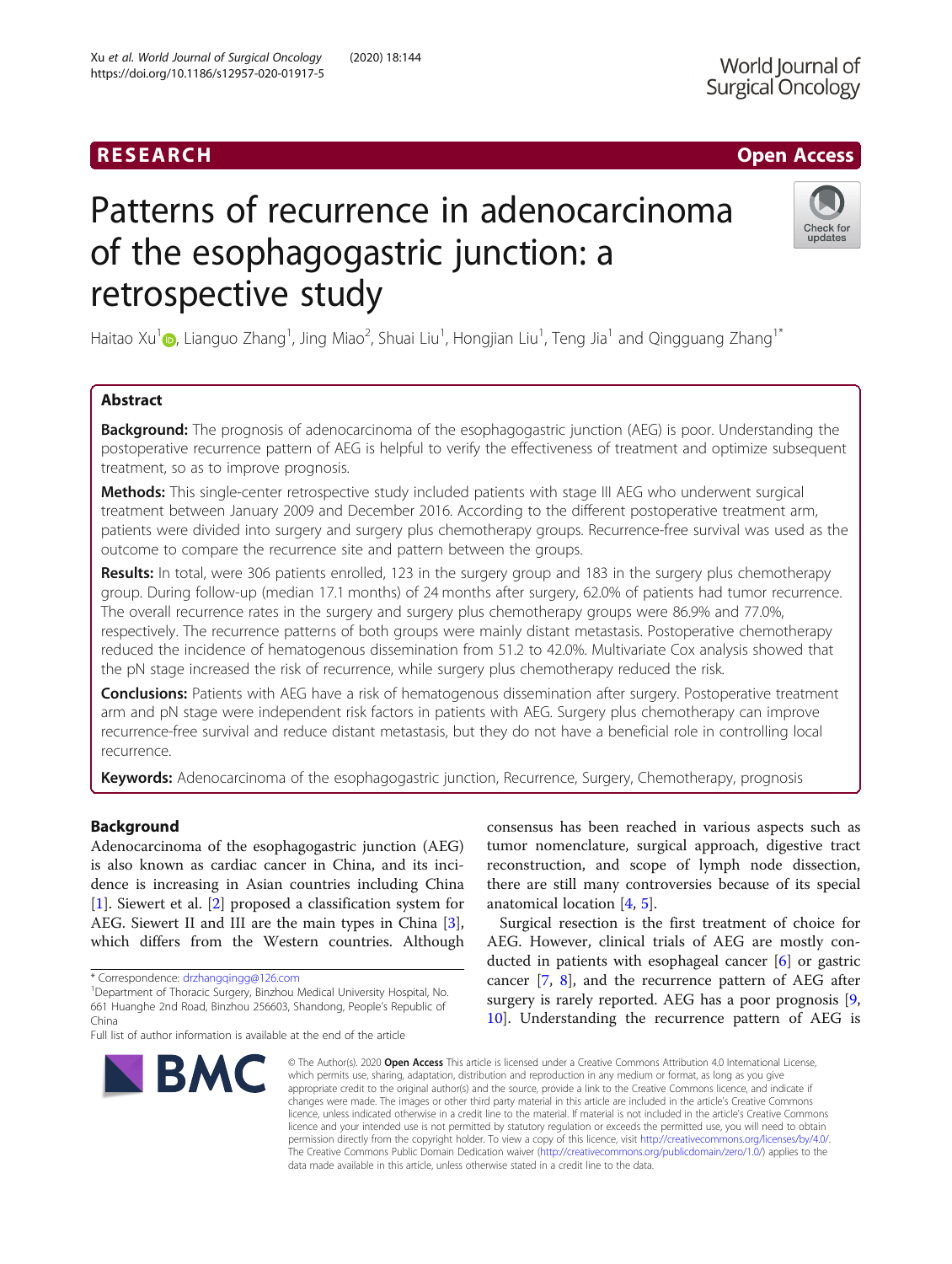RESEARCH

Open Access

# Patterns of recurrence in adenocarcinoma of the esophagogastric junction: a retrospective study

Haitao Xu[1], Lianguo Zhang[1], Jing Miao[2], Shuai Liu[1], Hongjian Liu[1], Teng Jia[1] and Qingguang Zhang[1*]

## Abstract

**Background:** The prognosis of adenocarcinoma of the esophagogastric junction (AEG) is poor. Understanding the postoperative recurrence pattern of AEG is helpful to verify the effectiveness of treatment and optimize subsequent treatment, so as to improve prognosis.

**Methods:** This single-center retrospective study included patients with stage III AEG who underwent surgical treatment between January 2009 and December 2016. According to the different postoperative treatment arm, patients were divided into surgery and surgery plus chemotherapy groups. Recurrence-free survival was used as the outcome to compare the recurrence site and pattern between the groups.

**Results:** In total, were 306 patients enrolled, 123 in the surgery group and 183 in the surgery plus chemotherapy group. During follow-up (median 17.1 months) of 24 months after surgery, 62.0% of patients had tumor recurrence. The overall recurrence rates in the surgery and surgery plus chemotherapy groups were 86.9% and 77.0%, respectively. The recurrence patterns of both groups were mainly distant metastasis. Postoperative chemotherapy reduced the incidence of hematogenous dissemination from 51.2 to 42.0%. Multivariate Cox analysis showed that the pN stage increased the risk of recurrence, while surgery plus chemotherapy reduced the risk.

**Conclusions:** Patients with AEG have a risk of hematogenous dissemination after surgery. Postoperative treatment arm and pN stage were independent risk factors in patients with AEG. Surgery plus chemotherapy can improve recurrence-free survival and reduce distant metastasis, but they do not have a beneficial role in controlling local recurrence.

**Keywords:** Adenocarcinoma of the esophagogastric junction, Recurrence, Surgery, Chemotherapy, prognosis

## Background

Adenocarcinoma of the esophagogastric junction (AEG) is also known as cardiac cancer in China, and its incidence is increasing in Asian countries including China [1]. Siewert et al. [2] proposed a classification system for AEG. Siewert II and III are the main types in China [3], which differs from the Western countries. Although consensus has been reached in various aspects such as tumor nomenclature, surgical approach, digestive tract reconstruction, and scope of lymph node dissection, there are still many controversies because of its special anatomical location [4, 5].

Surgical resection is the first treatment of choice for AEG. However, clinical trials of AEG are mostly conducted in patients with esophageal cancer [6] or gastric cancer [7, 8], and the recurrence pattern of AEG after surgery is rarely reported. AEG has a poor prognosis [9, 10]. Understanding the recurrence pattern of AEG is

\* Correspondence: drzhangqingg@126.com
[1]Department of Thoracic Surgery, Binzhou Medical University Hospital, No. 661 Huanghe 2nd Road, Binzhou 256603, Shandong, People's Republic of China
Full list of author information is available at the end of the article

© The Author(s). 2020 **Open Access** This article is licensed under a Creative Commons Attribution 4.0 International License, which permits use, sharing, adaptation, distribution and reproduction in any medium or format, as long as you give appropriate credit to the original author(s) and the source, provide a link to the Creative Commons licence, and indicate if changes were made. The images or other third party material in this article are included in the article's Creative Commons licence, unless indicated otherwise in a credit line to the material. If material is not included in the article's Creative Commons licence and your intended use is not permitted by statutory regulation or exceeds the permitted use, you will need to obtain permission directly from the copyright holder. To view a copy of this licence, visit http://creativecommons.org/licenses/by/4.0/. The Creative Commons Public Domain Dedication waiver (http://creativecommons.org/publicdomain/zero/1.0/) applies to the data made available in this article, unless otherwise stated in a credit line to the data.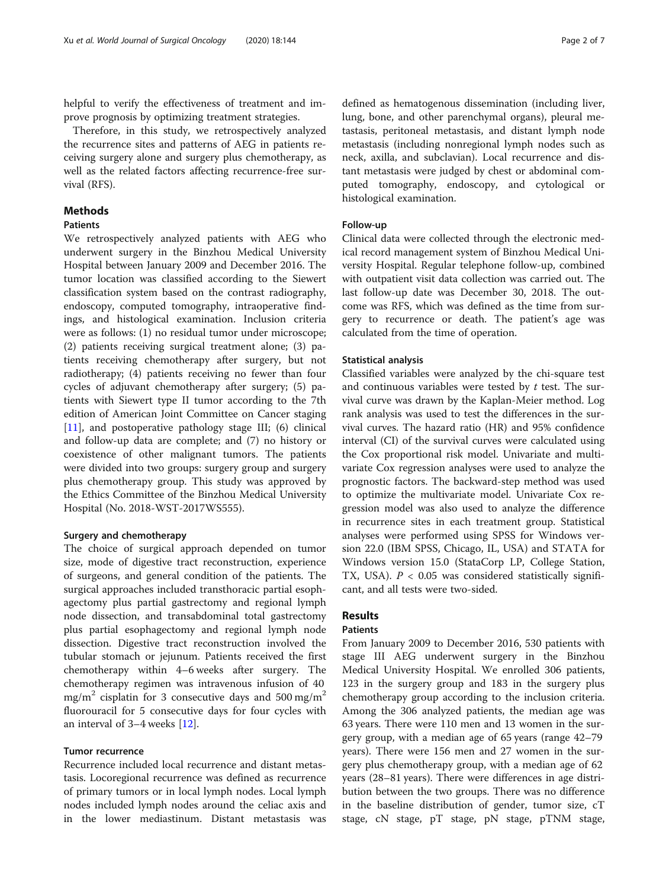helpful to verify the effectiveness of treatment and improve prognosis by optimizing treatment strategies.

Therefore, in this study, we retrospectively analyzed the recurrence sites and patterns of AEG in patients receiving surgery alone and surgery plus chemotherapy, as well as the related factors affecting recurrence-free survival (RFS).

## Methods

### Patients

We retrospectively analyzed patients with AEG who underwent surgery in the Binzhou Medical University Hospital between January 2009 and December 2016. The tumor location was classified according to the Siewert classification system based on the contrast radiography, endoscopy, computed tomography, intraoperative findings, and histological examination. Inclusion criteria were as follows: (1) no residual tumor under microscope; (2) patients receiving surgical treatment alone; (3) patients receiving chemotherapy after surgery, but not radiotherapy; (4) patients receiving no fewer than four cycles of adjuvant chemotherapy after surgery; (5) patients with Siewert type II tumor according to the 7th edition of American Joint Committee on Cancer staging [11], and postoperative pathology stage III; (6) clinical and follow-up data are complete; and (7) no history or coexistence of other malignant tumors. The patients were divided into two groups: surgery group and surgery plus chemotherapy group. This study was approved by the Ethics Committee of the Binzhou Medical University Hospital (No. 2018-WST-2017WS555).

### Surgery and chemotherapy

The choice of surgical approach depended on tumor size, mode of digestive tract reconstruction, experience of surgeons, and general condition of the patients. The surgical approaches included transthoracic partial esophagectomy plus partial gastrectomy and regional lymph node dissection, and transabdominal total gastrectomy plus partial esophagectomy and regional lymph node dissection. Digestive tract reconstruction involved the tubular stomach or jejunum. Patients received the first chemotherapy within 4–6 weeks after surgery. The chemotherapy regimen was intravenous infusion of 40 $mg/m^2$ cisplatin for 3 consecutive days and 500 $mg/m^2$ fluorouracil for 5 consecutive days for four cycles with an interval of 3–4 weeks [12].

### Tumor recurrence

Recurrence included local recurrence and distant metastasis. Locoregional recurrence was defined as recurrence of primary tumors or in local lymph nodes. Local lymph nodes included lymph nodes around the celiac axis and in the lower mediastinum. Distant metastasis was defined as hematogenous dissemination (including liver, lung, bone, and other parenchymal organs), pleural metastasis, peritoneal metastasis, and distant lymph node metastasis (including nonregional lymph nodes such as neck, axilla, and subclavian). Local recurrence and distant metastasis were judged by chest or abdominal computed tomography, endoscopy, and cytological or histological examination.

### Follow-up

Clinical data were collected through the electronic medical record management system of Binzhou Medical University Hospital. Regular telephone follow-up, combined with outpatient visit data collection was carried out. The last follow-up date was December 30, 2018. The outcome was RFS, which was defined as the time from surgery to recurrence or death. The patient's age was calculated from the time of operation.

### Statistical analysis

Classified variables were analyzed by the chi-square test and continuous variables were tested by *t* test. The survival curve was drawn by the Kaplan-Meier method. Log rank analysis was used to test the differences in the survival curves. The hazard ratio (HR) and 95% confidence interval (CI) of the survival curves were calculated using the Cox proportional risk model. Univariate and multivariate Cox regression analyses were used to analyze the prognostic factors. The backward-step method was used to optimize the multivariate model. Univariate Cox regression model was also used to analyze the difference in recurrence sites in each treatment group. Statistical analyses were performed using SPSS for Windows version 22.0 (IBM SPSS, Chicago, IL, USA) and STATA for Windows version 15.0 (StataCorp LP, College Station, TX, USA). $P < 0.05$ was considered statistically significant, and all tests were two-sided.

## Results

### Patients

From January 2009 to December 2016, 530 patients with stage III AEG underwent surgery in the Binzhou Medical University Hospital. We enrolled 306 patients, 123 in the surgery group and 183 in the surgery plus chemotherapy group according to the inclusion criteria. Among the 306 analyzed patients, the median age was 63 years. There were 110 men and 13 women in the surgery group, with a median age of 65 years (range 42–79 years). There were 156 men and 27 women in the surgery plus chemotherapy group, with a median age of 62 years (28–81 years). There were differences in age distribution between the two groups. There was no difference in the baseline distribution of gender, tumor size, cT stage, cN stage, pT stage, pN stage, pTNM stage,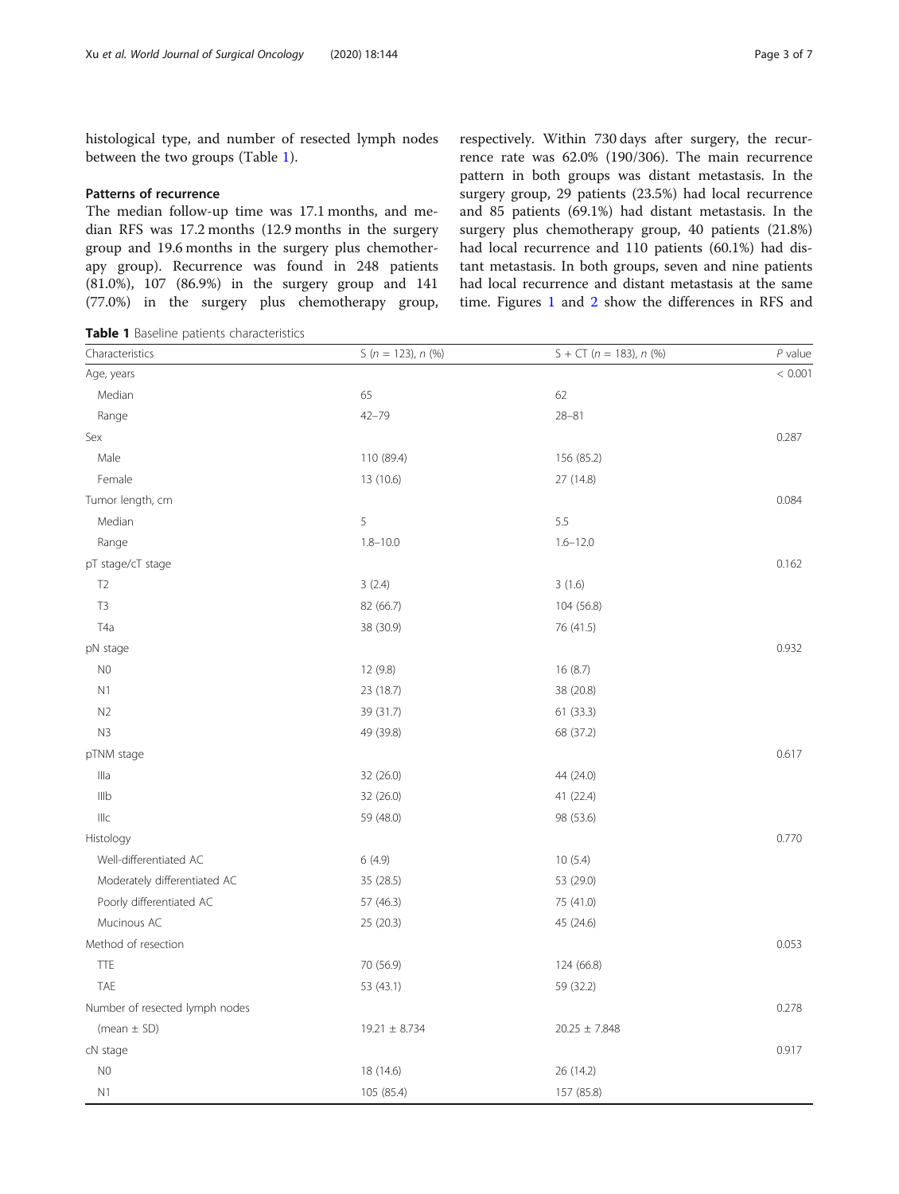histological type, and number of resected lymph nodes between the two groups (Table 1).

### Patterns of recurrence

The median follow-up time was 17.1 months, and median RFS was 17.2 months (12.9 months in the surgery group and 19.6 months in the surgery plus chemotherapy group). Recurrence was found in 248 patients (81.0%), 107 (86.9%) in the surgery group and 141 (77.0%) in the surgery plus chemotherapy group, respectively. Within 730 days after surgery, the recurrence rate was 62.0% (190/306). The main recurrence pattern in both groups was distant metastasis. In the surgery group, 29 patients (23.5%) had local recurrence and 85 patients (69.1%) had distant metastasis. In the surgery plus chemotherapy group, 40 patients (21.8%) had local recurrence and 110 patients (60.1%) had distant metastasis. In both groups, seven and nine patients had local recurrence and distant metastasis at the same time. Figures 1 and 2 show the differences in RFS and

**Table 1** Baseline patients characteristics

| Characteristics | S (*n* = 123), *n* (%) | S + CT (*n* = 183), *n* (%) | *P* value |
|---|---|---|---|
| Age, years | | | < 0.001 |
| Median | 65 | 62 | |
| Range | 42–79 | 28–81 | |
| Sex | | | 0.287 |
| Male | 110 (89.4) | 156 (85.2) | |
| Female | 13 (10.6) | 27 (14.8) | |
| Tumor length, cm | | | 0.084 |
| Median | 5 | 5.5 | |
| Range | 1.8–10.0 | 1.6–12.0 | |
| pT stage/cT stage | | | 0.162 |
| T2 | 3 (2.4) | 3 (1.6) | |
| T3 | 82 (66.7) | 104 (56.8) | |
| T4a | 38 (30.9) | 76 (41.5) | |
| pN stage | | | 0.932 |
| N0 | 12 (9.8) | 16 (8.7) | |
| N1 | 23 (18.7) | 38 (20.8) | |
| N2 | 39 (31.7) | 61 (33.3) | |
| N3 | 49 (39.8) | 68 (37.2) | |
| pTNM stage | | | 0.617 |
| IIIa | 32 (26.0) | 44 (24.0) | |
| IIIb | 32 (26.0) | 41 (22.4) | |
| IIIc | 59 (48.0) | 98 (53.6) | |
| Histology | | | 0.770 |
| Well-differentiated AC | 6 (4.9) | 10 (5.4) | |
| Moderately differentiated AC | 35 (28.5) | 53 (29.0) | |
| Poorly differentiated AC | 57 (46.3) | 75 (41.0) | |
| Mucinous AC | 25 (20.3) | 45 (24.6) | |
| Method of resection | | | 0.053 |
| TTE | 70 (56.9) | 124 (66.8) | |
| TAE | 53 (43.1) | 59 (32.2) | |
| Number of resected lymph nodes | | | 0.278 |
| (mean ± SD) | 19.21 ± 8.734 | 20.25 ± 7.848 | |
| cN stage | | | 0.917 |
| N0 | 18 (14.6) | 26 (14.2) | |
| N1 | 105 (85.4) | 157 (85.8) | |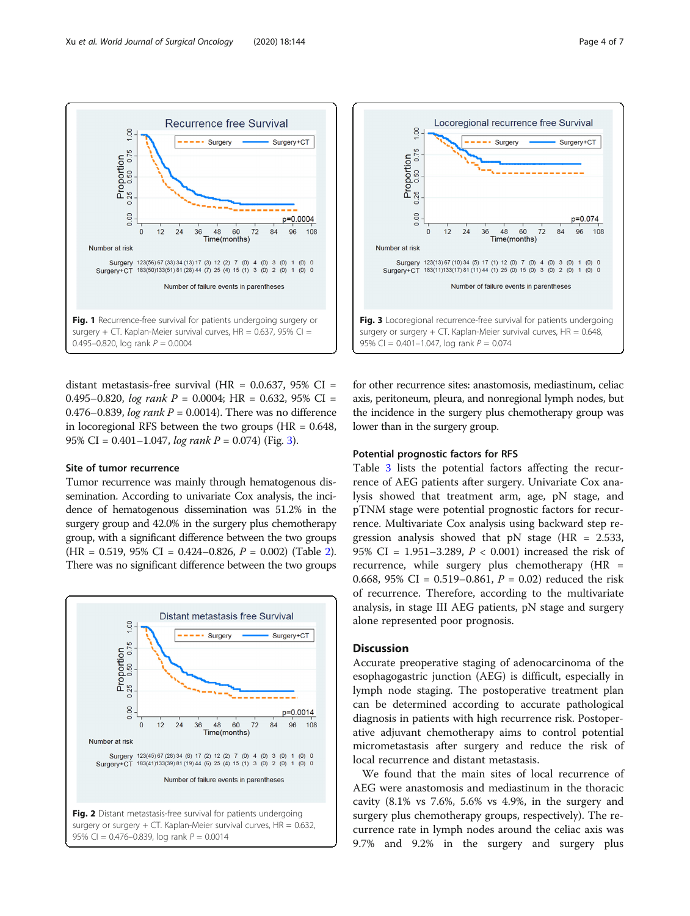Fig. 1 Recurrence-free survival for patients undergoing surgery or surgery + CT. Kaplan-Meier survival curves, HR = 0.637, 95% CI = 0.495–0.820, log rank $P$ = 0.0004

Fig. 3 Locoregional recurrence-free survival for patients undergoing surgery or surgery + CT. Kaplan-Meier survival curves, HR = 0.648, 95% CI = 0.401–1.047, log rank $P$ = 0.074

distant metastasis-free survival (HR = 0.0.637, 95% CI = 0.495–0.820, *log rank P* = 0.0004; HR = 0.632, 95% CI = 0.476–0.839, *log rank P* = 0.0014). There was no difference in locoregional RFS between the two groups (HR = 0.648, 95% CI = 0.401–1.047, *log rank P* = 0.074) (Fig. 3).

### Site of tumor recurrence

Tumor recurrence was mainly through hematogenous dissemination. According to univariate Cox analysis, the incidence of hematogenous dissemination was 51.2% in the surgery group and 42.0% in the surgery plus chemotherapy group, with a significant difference between the two groups (HR = 0.519, 95% CI = 0.424–0.826, $P$ = 0.002) (Table 2). There was no significant difference between the two groups for other recurrence sites: anastomosis, mediastinum, celiac axis, peritoneum, pleura, and nonregional lymph nodes, but the incidence in the surgery plus chemotherapy group was lower than in the surgery group.

Fig. 2 Distant metastasis-free survival for patients undergoing surgery or surgery + CT. Kaplan-Meier survival curves, HR = 0.632, 95% CI = 0.476–0.839, log rank $P$ = 0.0014

### Potential prognostic factors for RFS

Table 3 lists the potential factors affecting the recurrence of AEG patients after surgery. Univariate Cox analysis showed that treatment arm, age, pN stage, and pTNM stage were potential prognostic factors for recurrence. Multivariate Cox analysis using backward step regression analysis showed that pN stage (HR = 2.533, 95% CI = 1.951–3.289, $P$ < 0.001) increased the risk of recurrence, while surgery plus chemotherapy (HR = 0.668, 95% CI = 0.519–0.861, $P$ = 0.02) reduced the risk of recurrence. Therefore, according to the multivariate analysis, in stage III AEG patients, pN stage and surgery alone represented poor prognosis.

## Discussion

Accurate preoperative staging of adenocarcinoma of the esophagogastric junction (AEG) is difficult, especially in lymph node staging. The postoperative treatment plan can be determined according to accurate pathological diagnosis in patients with high recurrence risk. Postoperative adjuvant chemotherapy aims to control potential micrometastasis after surgery and reduce the risk of local recurrence and distant metastasis.

We found that the main sites of local recurrence of AEG were anastomosis and mediastinum in the thoracic cavity (8.1% vs 7.6%, 5.6% vs 4.9%, in the surgery and surgery plus chemotherapy groups, respectively). The recurrence rate in lymph nodes around the celiac axis was 9.7% and 9.2% in the surgery and surgery plus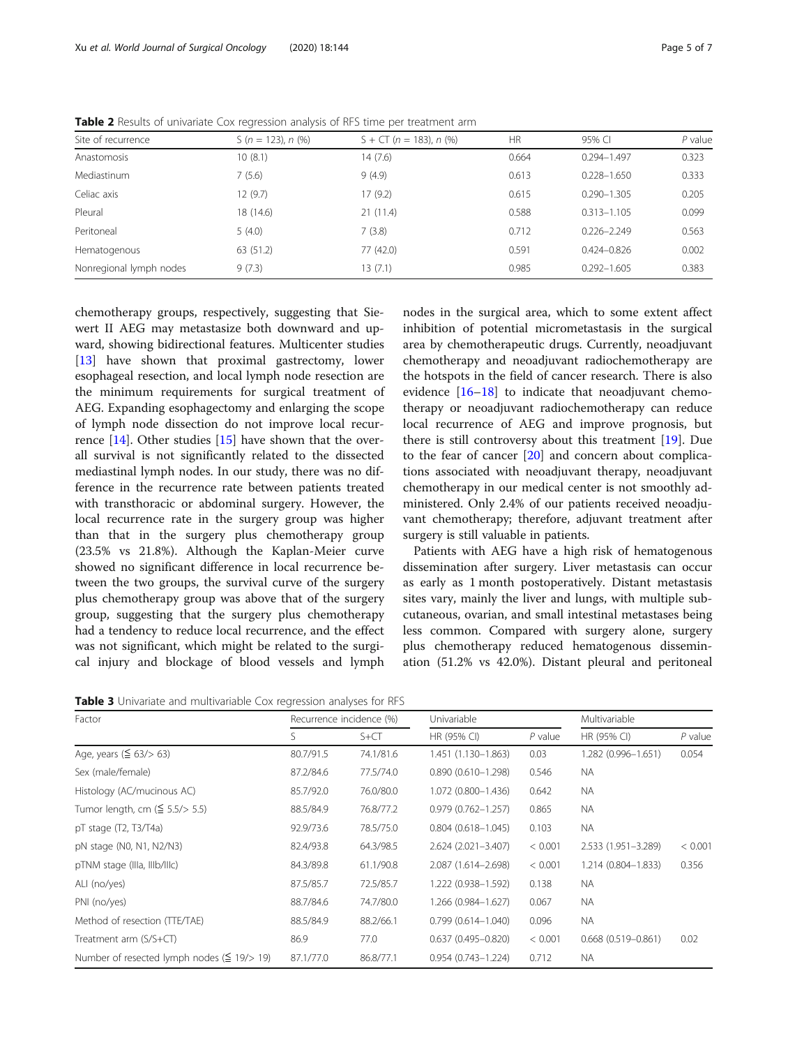**Table 2** Results of univariate Cox regression analysis of RFS time per treatment arm

| Site of recurrence | S ($n$ = 123), $n$ (%) | S + CT ($n$ = 183), $n$ (%) | HR | 95% CI | $P$ value |
|---|---|---|---|---|---|
| Anastomosis | 10 (8.1) | 14 (7.6) | 0.664 | 0.294–1.497 | 0.323 |
| Mediastinum | 7 (5.6) | 9 (4.9) | 0.613 | 0.228–1.650 | 0.333 |
| Celiac axis | 12 (9.7) | 17 (9.2) | 0.615 | 0.290–1.305 | 0.205 |
| Pleural | 18 (14.6) | 21 (11.4) | 0.588 | 0.313–1.105 | 0.099 |
| Peritoneal | 5 (4.0) | 7 (3.8) | 0.712 | 0.226–2.249 | 0.563 |
| Hematogenous | 63 (51.2) | 77 (42.0) | 0.591 | 0.424–0.826 | 0.002 |
| Nonregional lymph nodes | 9 (7.3) | 13 (7.1) | 0.985 | 0.292–1.605 | 0.383 |

chemotherapy groups, respectively, suggesting that Siewert II AEG may metastasize both downward and upward, showing bidirectional features. Multicenter studies [13] have shown that proximal gastrectomy, lower esophageal resection, and local lymph node resection are the minimum requirements for surgical treatment of AEG. Expanding esophagectomy and enlarging the scope of lymph node dissection do not improve local recurrence [14]. Other studies [15] have shown that the overall survival is not significantly related to the dissected mediastinal lymph nodes. In our study, there was no difference in the recurrence rate between patients treated with transthoracic or abdominal surgery. However, the local recurrence rate in the surgery group was higher than that in the surgery plus chemotherapy group (23.5% vs 21.8%). Although the Kaplan-Meier curve showed no significant difference in local recurrence between the two groups, the survival curve of the surgery plus chemotherapy group was above that of the surgery group, suggesting that the surgery plus chemotherapy had a tendency to reduce local recurrence, and the effect was not significant, which might be related to the surgical injury and blockage of blood vessels and lymph nodes in the surgical area, which to some extent affect inhibition of potential micrometastasis in the surgical area by chemotherapeutic drugs. Currently, neoadjuvant chemotherapy and neoadjuvant radiochemotherapy are the hotspots in the field of cancer research. There is also evidence [16–18] to indicate that neoadjuvant chemotherapy or neoadjuvant radiochemotherapy can reduce local recurrence of AEG and improve prognosis, but there is still controversy about this treatment [19]. Due to the fear of cancer [20] and concern about complications associated with neoadjuvant therapy, neoadjuvant chemotherapy in our medical center is not smoothly administered. Only 2.4% of our patients received neoadjuvant chemotherapy; therefore, adjuvant treatment after surgery is still valuable in patients.

Patients with AEG have a high risk of hematogenous dissemination after surgery. Liver metastasis can occur as early as 1 month postoperatively. Distant metastasis sites vary, mainly the liver and lungs, with multiple subcutaneous, ovarian, and small intestinal metastases being less common. Compared with surgery alone, surgery plus chemotherapy reduced hematogenous dissemination (51.2% vs 42.0%). Distant pleural and peritoneal

**Table 3** Univariate and multivariable Cox regression analyses for RFS

| Factor | Recurrence incidence (%) | | Univariable | | Multivariable | |
|---|---|---|---|---|---|---|
| | S | S+CT | HR (95% CI) | $P$ value | HR (95% CI) | $P$ value |
| Age, years (≦ 63/> 63) | 80.7/91.5 | 74.1/81.6 | 1.451 (1.130–1.863) | 0.03 | 1.282 (0.996–1.651) | 0.054 |
| Sex (male/female) | 87.2/84.6 | 77.5/74.0 | 0.890 (0.610–1.298) | 0.546 | NA | |
| Histology (AC/mucinous AC) | 85.7/92.0 | 76.0/80.0 | 1.072 (0.800–1.436) | 0.642 | NA | |
| Tumor length, cm (≦ 5.5/> 5.5) | 88.5/84.9 | 76.8/77.2 | 0.979 (0.762–1.257) | 0.865 | NA | |
| pT stage (T2, T3/T4a) | 92.9/73.6 | 78.5/75.0 | 0.804 (0.618–1.045) | 0.103 | NA | |
| pN stage (N0, N1, N2/N3) | 82.4/93.8 | 64.3/98.5 | 2.624 (2.021–3.407) | < 0.001 | 2.533 (1.951–3.289) | < 0.001 |
| pTNM stage (IIIa, IIIb/IIIc) | 84.3/89.8 | 61.1/90.8 | 2.087 (1.614–2.698) | < 0.001 | 1.214 (0.804–1.833) | 0.356 |
| ALI (no/yes) | 87.5/85.7 | 72.5/85.7 | 1.222 (0.938–1.592) | 0.138 | NA | |
| PNI (no/yes) | 88.7/84.6 | 74.7/80.0 | 1.266 (0.984–1.627) | 0.067 | NA | |
| Method of resection (TTE/TAE) | 88.5/84.9 | 88.2/66.1 | 0.799 (0.614–1.040) | 0.096 | NA | |
| Treatment arm (S/S+CT) | 86.9 | 77.0 | 0.637 (0.495–0.820) | < 0.001 | 0.668 (0.519–0.861) | 0.02 |
| Number of resected lymph nodes (≦ 19/> 19) | 87.1/77.0 | 86.8/77.1 | 0.954 (0.743–1.224) | 0.712 | NA | |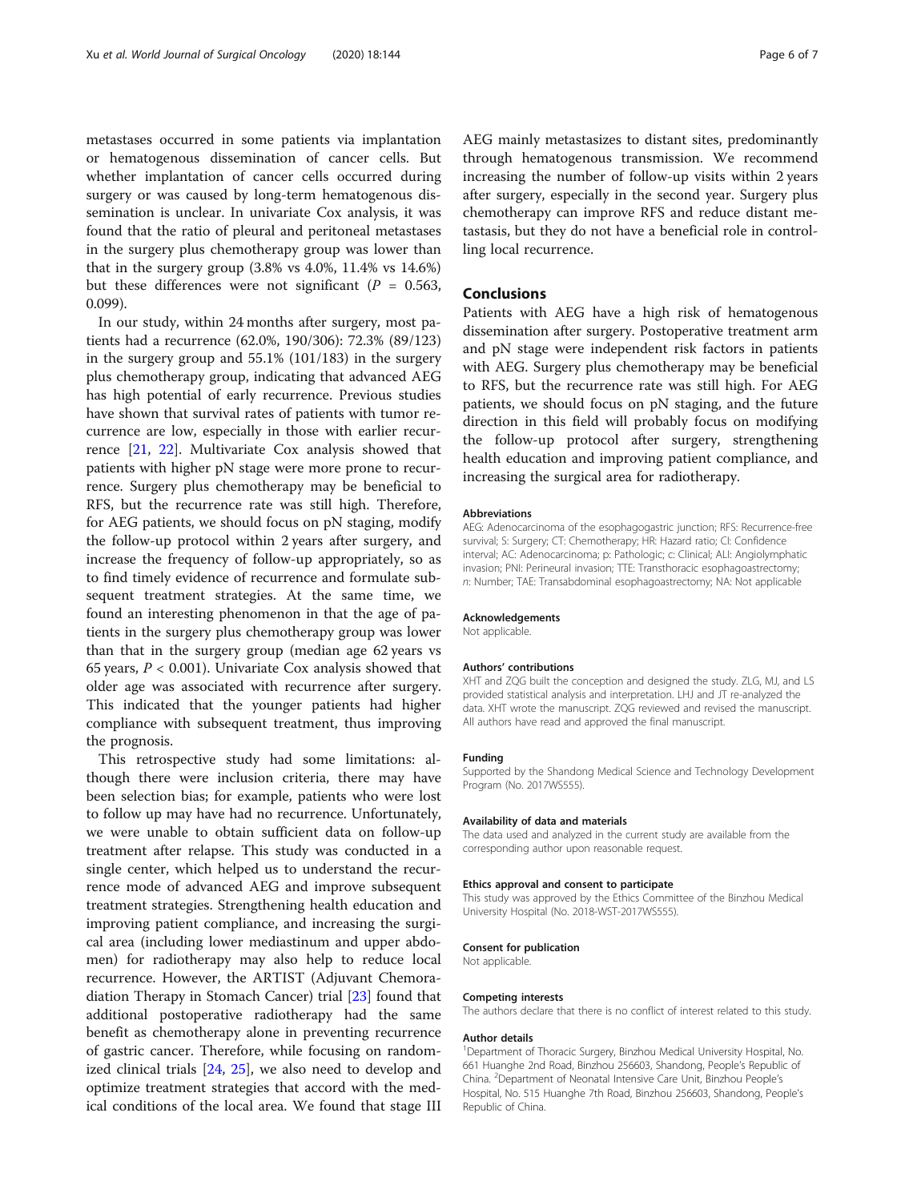metastases occurred in some patients via implantation or hematogenous dissemination of cancer cells. But whether implantation of cancer cells occurred during surgery or was caused by long-term hematogenous dissemination is unclear. In univariate Cox analysis, it was found that the ratio of pleural and peritoneal metastases in the surgery plus chemotherapy group was lower than that in the surgery group (3.8% vs 4.0%, 11.4% vs 14.6%) but these differences were not significant ($P$ = 0.563, 0.099).

In our study, within 24 months after surgery, most patients had a recurrence (62.0%, 190/306): 72.3% (89/123) in the surgery group and 55.1% (101/183) in the surgery plus chemotherapy group, indicating that advanced AEG has high potential of early recurrence. Previous studies have shown that survival rates of patients with tumor recurrence are low, especially in those with earlier recurrence [21, 22]. Multivariate Cox analysis showed that patients with higher pN stage were more prone to recurrence. Surgery plus chemotherapy may be beneficial to RFS, but the recurrence rate was still high. Therefore, for AEG patients, we should focus on pN staging, modify the follow-up protocol within 2 years after surgery, and increase the frequency of follow-up appropriately, so as to find timely evidence of recurrence and formulate subsequent treatment strategies. At the same time, we found an interesting phenomenon in that the age of patients in the surgery plus chemotherapy group was lower than that in the surgery group (median age 62 years vs 65 years, $P < 0.001$). Univariate Cox analysis showed that older age was associated with recurrence after surgery. This indicated that the younger patients had higher compliance with subsequent treatment, thus improving the prognosis.

This retrospective study had some limitations: although there were inclusion criteria, there may have been selection bias; for example, patients who were lost to follow up may have had no recurrence. Unfortunately, we were unable to obtain sufficient data on follow-up treatment after relapse. This study was conducted in a single center, which helped us to understand the recurrence mode of advanced AEG and improve subsequent treatment strategies. Strengthening health education and improving patient compliance, and increasing the surgical area (including lower mediastinum and upper abdomen) for radiotherapy may also help to reduce local recurrence. However, the ARTIST (Adjuvant Chemoradiation Therapy in Stomach Cancer) trial [23] found that additional postoperative radiotherapy had the same benefit as chemotherapy alone in preventing recurrence of gastric cancer. Therefore, while focusing on randomized clinical trials [24, 25], we also need to develop and optimize treatment strategies that accord with the medical conditions of the local area. We found that stage III AEG mainly metastasizes to distant sites, predominantly through hematogenous transmission. We recommend increasing the number of follow-up visits within 2 years after surgery, especially in the second year. Surgery plus chemotherapy can improve RFS and reduce distant metastasis, but they do not have a beneficial role in controlling local recurrence.

## Conclusions

Patients with AEG have a high risk of hematogenous dissemination after surgery. Postoperative treatment arm and pN stage were independent risk factors in patients with AEG. Surgery plus chemotherapy may be beneficial to RFS, but the recurrence rate was still high. For AEG patients, we should focus on pN staging, and the future direction in this field will probably focus on modifying the follow-up protocol after surgery, strengthening health education and improving patient compliance, and increasing the surgical area for radiotherapy.

#### Abbreviations

AEG: Adenocarcinoma of the esophagogastric junction; RFS: Recurrence-free survival; S: Surgery; CT: Chemotherapy; HR: Hazard ratio; CI: Confidence interval; AC: Adenocarcinoma; p: Pathologic; c: Clinical; ALI: Angiolymphatic invasion; PNI: Perineural invasion; TTE: Transthoracic esophagoastrectomy; *n*: Number; TAE: Transabdominal esophagoastrectomy; NA: Not applicable

#### Acknowledgements

Not applicable.

#### Authors' contributions

XHT and ZQG built the conception and designed the study. ZLG, MJ, and LS provided statistical analysis and interpretation. LHJ and JT re-analyzed the data. XHT wrote the manuscript. ZQG reviewed and revised the manuscript. All authors have read and approved the final manuscript.

#### Funding

Supported by the Shandong Medical Science and Technology Development Program (No. 2017WS555).

#### Availability of data and materials

The data used and analyzed in the current study are available from the corresponding author upon reasonable request.

#### Ethics approval and consent to participate

This study was approved by the Ethics Committee of the Binzhou Medical University Hospital (No. 2018-WST-2017WS555).

#### Consent for publication

Not applicable.

#### Competing interests

The authors declare that there is no conflict of interest related to this study.

#### Author details

[1]Department of Thoracic Surgery, Binzhou Medical University Hospital, No. 661 Huanghe 2nd Road, Binzhou 256603, Shandong, People's Republic of China. [2]Department of Neonatal Intensive Care Unit, Binzhou People's Hospital, No. 515 Huanghe 7th Road, Binzhou 256603, Shandong, People's Republic of China.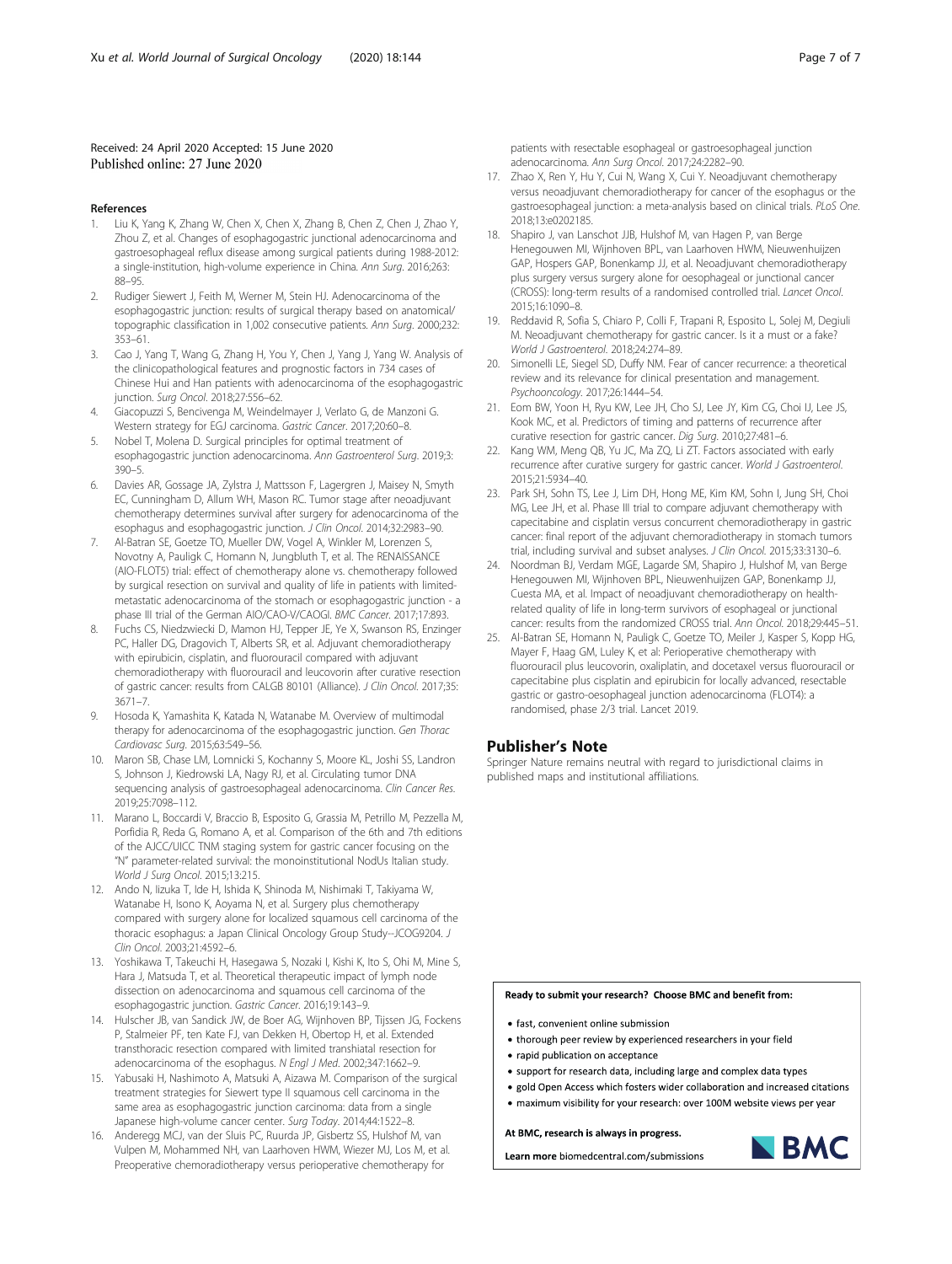Received: 24 April 2020 Accepted: 15 June 2020
Published online: 27 June 2020

## References

1. Liu K, Yang K, Zhang W, Chen X, Chen X, Zhang B, Chen Z, Chen J, Zhao Y, Zhou Z, et al. Changes of esophagogastric junctional adenocarcinoma and gastroesophageal reflux disease among surgical patients during 1988-2012: a single-institution, high-volume experience in China. *Ann Surg*. 2016;263: 88–95.
2. Rudiger Siewert J, Feith M, Werner M, Stein HJ. Adenocarcinoma of the esophagogastric junction: results of surgical therapy based on anatomical/ topographic classification in 1,002 consecutive patients. *Ann Surg*. 2000;232: 353–61.
3. Cao J, Yang T, Wang G, Zhang H, You Y, Chen J, Yang J, Yang W. Analysis of the clinicopathological features and prognostic factors in 734 cases of Chinese Hui and Han patients with adenocarcinoma of the esophagogastric junction. *Surg Oncol*. 2018;27:556–62.
4. Giacopuzzi S, Bencivenga M, Weindelmayer J, Verlato G, de Manzoni G. Western strategy for EGJ carcinoma. *Gastric Cancer*. 2017;20:60–8.
5. Nobel T, Molena D. Surgical principles for optimal treatment of esophagogastric junction adenocarcinoma. *Ann Gastroenterol Surg*. 2019;3: 390–5.
6. Davies AR, Gossage JA, Zylstra J, Mattsson F, Lagergren J, Maisey N, Smyth EC, Cunningham D, Allum WH, Mason RC. Tumor stage after neoadjuvant chemotherapy determines survival after surgery for adenocarcinoma of the esophagus and esophagogastric junction. *J Clin Oncol*. 2014;32:2983–90.
7. Al-Batran SE, Goetze TO, Mueller DW, Vogel A, Winkler M, Lorenzen S, Novotny A, Pauligk C, Homann N, Jungbluth T, et al. The RENAISSANCE (AIO-FLOT5) trial: effect of chemotherapy alone vs. chemotherapy followed by surgical resection on survival and quality of life in patients with limited-metastatic adenocarcinoma of the stomach or esophagogastric junction - a phase III trial of the German AIO/CAO-V/CAOGI. *BMC Cancer*. 2017;17:893.
8. Fuchs CS, Niedzwiecki D, Mamon HJ, Tepper JE, Ye X, Swanson RS, Enzinger PC, Haller DG, Dragovich T, Alberts SR, et al. Adjuvant chemoradiotherapy with epirubicin, cisplatin, and fluorouracil compared with adjuvant chemoradiotherapy with fluorouracil and leucovorin after curative resection of gastric cancer: results from CALGB 80101 (Alliance). *J Clin Oncol*. 2017;35: 3671–7.
9. Hosoda K, Yamashita K, Katada N, Watanabe M. Overview of multimodal therapy for adenocarcinoma of the esophagogastric junction. *Gen Thorac Cardiovasc Surg*. 2015;63:549–56.
10. Maron SB, Chase LM, Lomnicki S, Kochanny S, Moore KL, Joshi SS, Landron S, Johnson J, Kiedrowski LA, Nagy RJ, et al. Circulating tumor DNA sequencing analysis of gastroesophageal adenocarcinoma. *Clin Cancer Res*. 2019;25:7098–112.
11. Marano L, Boccardi V, Braccio B, Esposito G, Grassia M, Petrillo M, Pezzella M, Porfidia R, Reda G, Romano A, et al. Comparison of the 6th and 7th editions of the AJCC/UICC TNM staging system for gastric cancer focusing on the "N" parameter-related survival: the monoinstitutional NodUs Italian study. *World J Surg Oncol*. 2015;13:215.
12. Ando N, Iizuka T, Ide H, Ishida K, Shinoda M, Nishimaki T, Takiyama W, Watanabe H, Isono K, Aoyama N, et al. Surgery plus chemotherapy compared with surgery alone for localized squamous cell carcinoma of the thoracic esophagus: a Japan Clinical Oncology Group Study--JCOG9204. *J Clin Oncol*. 2003;21:4592–6.
13. Yoshikawa T, Takeuchi H, Hasegawa S, Nozaki I, Kishi K, Ito S, Ohi M, Mine S, Hara J, Matsuda T, et al. Theoretical therapeutic impact of lymph node dissection on adenocarcinoma and squamous cell carcinoma of the esophagogastric junction. *Gastric Cancer*. 2016;19:143–9.
14. Hulscher JB, van Sandick JW, de Boer AG, Wijnhoven BP, Tijssen JG, Fockens P, Stalmeier PF, ten Kate FJ, van Dekken H, Obertop H, et al. Extended transthoracic resection compared with limited transhiatal resection for adenocarcinoma of the esophagus. *N Engl J Med*. 2002;347:1662–9.
15. Yabusaki H, Nashimoto A, Matsuki A, Aizawa M. Comparison of the surgical treatment strategies for Siewert type II squamous cell carcinoma in the same area as esophagogastric junction carcinoma: data from a single Japanese high-volume cancer center. *Surg Today*. 2014;44:1522–8.
16. Anderegg MCJ, van der Sluis PC, Ruurda JP, Gisbertz SS, Hulshof M, van Vulpen M, Mohammed NH, van Laarhoven HWM, Wiezer MJ, Los M, et al. Preoperative chemoradiotherapy versus perioperative chemotherapy for patients with resectable esophageal or gastroesophageal junction adenocarcinoma. *Ann Surg Oncol*. 2017;24:2282–90.
17. Zhao X, Ren Y, Hu Y, Cui N, Wang X, Cui Y. Neoadjuvant chemotherapy versus neoadjuvant chemoradiotherapy for cancer of the esophagus or the gastroesophageal junction: a meta-analysis based on clinical trials. *PLoS One*. 2018;13:e0202185.
18. Shapiro J, van Lanschot JJB, Hulshof M, van Hagen P, van Berge Henegouwen MI, Wijnhoven BPL, van Laarhoven HWM, Nieuwenhuijzen GAP, Hospers GAP, Bonenkamp JJ, et al. Neoadjuvant chemoradiotherapy plus surgery versus surgery alone for oesophageal or junctional cancer (CROSS): long-term results of a randomised controlled trial. *Lancet Oncol*. 2015;16:1090–8.
19. Reddavid R, Sofia S, Chiaro P, Colli F, Trapani R, Esposito L, Solej M, Degiuli M. Neoadjuvant chemotherapy for gastric cancer. Is it a must or a fake? *World J Gastroenterol*. 2018;24:274–89.
20. Simonelli LE, Siegel SD, Duffy NM. Fear of cancer recurrence: a theoretical review and its relevance for clinical presentation and management. *Psychooncology*. 2017;26:1444–54.
21. Eom BW, Yoon H, Ryu KW, Lee JH, Cho SJ, Lee JY, Kim CG, Choi IJ, Lee JS, Kook MC, et al. Predictors of timing and patterns of recurrence after curative resection for gastric cancer. *Dig Surg*. 2010;27:481–6.
22. Kang WM, Meng QB, Yu JC, Ma ZQ, Li ZT. Factors associated with early recurrence after curative surgery for gastric cancer. *World J Gastroenterol*. 2015;21:5934–40.
23. Park SH, Sohn TS, Lee J, Lim DH, Hong ME, Kim KM, Sohn I, Jung SH, Choi MG, Lee JH, et al. Phase III trial to compare adjuvant chemotherapy with capecitabine and cisplatin versus concurrent chemoradiotherapy in gastric cancer: final report of the adjuvant chemoradiotherapy in stomach tumors trial, including survival and subset analyses. *J Clin Oncol*. 2015;33:3130–6.
24. Noordman BJ, Verdam MGE, Lagarde SM, Shapiro J, Hulshof M, van Berge Henegouwen MI, Wijnhoven BPL, Nieuwenhuijzen GAP, Bonenkamp JJ, Cuesta MA, et al. Impact of neoadjuvant chemoradiotherapy on health-related quality of life in long-term survivors of esophageal or junctional cancer: results from the randomized CROSS trial. *Ann Oncol*. 2018;29:445–51.
25. Al-Batran SE, Homann N, Pauligk C, Goetze TO, Meiler J, Kasper S, Kopp HG, Mayer F, Haag GM, Luley K, et al: Perioperative chemotherapy with fluorouracil plus leucovorin, oxaliplatin, and docetaxel versus fluorouracil or capecitabine plus cisplatin and epirubicin for locally advanced, resectable gastric or gastro-oesophageal junction adenocarcinoma (FLOT4): a randomised, phase 2/3 trial. Lancet 2019.

## Publisher's Note

Springer Nature remains neutral with regard to jurisdictional claims in published maps and institutional affiliations.

**Ready to submit your research? Choose BMC and benefit from:**

- fast, convenient online submission
- thorough peer review by experienced researchers in your field
- rapid publication on acceptance
- support for research data, including large and complex data types
- gold Open Access which fosters wider collaboration and increased citations
- maximum visibility for your research: over 100M website views per year

**At BMC, research is always in progress.**

**Learn more** biomedcentral.com/submissions

BMC